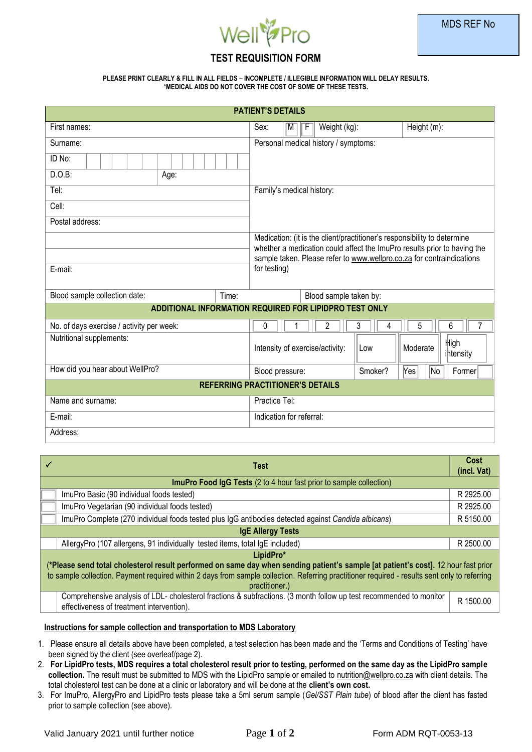WellPro

MDS REF No

# TEST REQUISITION FORM

**PLEASE PRINT CLEARLY & FILL IN ALL FIELDS – INCOMPLETE / ILLEGIBLE INFORMATION WILL DELAY RESULTS.**
**\*MEDICAL AIDS DO NOT COVER THE COST OF SOME OF THESE TESTS.**

| **PATIENT'S DETAILS** | | | |
|---|---|---|---|
| First names: | Sex: M F | Weight (kg): | Height (m): |
| Surname: | Personal medical history / symptoms: | | |
| ID No: | | | |
| D.O.B: Age: | | | |
| Tel: | Family's medical history: | | |
| Cell: | | | |
| Postal address: | | | |
| | Medication: (it is the client/practitioner's responsibility to determine whether a medication could affect the ImuPro results prior to having the sample taken. Please refer to www.wellpro.co.za for contraindications for testing) | | |
| | | | |
| E-mail: | | | |
| Blood sample collection date: | Time: | Blood sample taken by: | |
| **ADDITIONAL INFORMATION REQUIRED FOR LIPIDPRO TEST ONLY** | | | |
| No. of days exercise / activity per week: | 0 1 2 3 4 5 6 7 | | |
| Nutritional supplements: | Intensity of exercise/activity: | Low Moderate High intensity | |
| How did you hear about WellPro? | Blood pressure: | Smoker? Yes No Former | |
| **REFERRING PRACTITIONER'S DETAILS** | | | |
| Name and surname: | Practice Tel: | | |
| E-mail: | Indication for referral: | | |
| Address: | | | |

| ✓ | Test | Cost (incl. Vat) |
|---|---|---|
| | **ImuPro Food IgG Tests** (2 to 4 hour fast prior to sample collection) | |
| | ImuPro Basic (90 individual foods tested) | R 2925.00 |
| | ImuPro Vegetarian (90 individual foods tested) | R 2925.00 |
| | ImuPro Complete (270 individual foods tested plus IgG antibodies detected against *Candida albicans*) | R 5150.00 |
| | **IgE Allergy Tests** | |
| | AllergyPro (107 allergens, 91 individually tested items, total IgE included) | R 2500.00 |
| | **LipidPro\*** (**\*Please send total cholesterol result performed on same day when sending patient's sample [at patient's cost].** 12 hour fast prior to sample collection. Payment required within 2 days from sample collection. Referring practitioner required - results sent only to referring practitioner.) | |
| | Comprehensive analysis of LDL- cholesterol fractions & subfractions. (3 month follow up test recommended to monitor effectiveness of treatment intervention). | R 1500.00 |

**Instructions for sample collection and transportation to MDS Laboratory**

1. Please ensure all details above have been completed, a test selection has been made and the 'Terms and Conditions of Testing' have been signed by the client (see overleaf/page 2).
2. **For LipidPro tests, MDS requires a total cholesterol result prior to testing, performed on the same day as the LipidPro sample collection.** The result must be submitted to MDS with the LipidPro sample or emailed to nutrition@wellpro.co.za with client details. The total cholesterol test can be done at a clinic or laboratory and will be done at the **client's own cost.**
3. For ImuPro, AllergyPro and LipidPro tests please take a 5ml serum sample (*Gel/SST Plain tube*) of blood after the client has fasted prior to sample collection (see above).

Valid January 2021 until further notice

Form ADM RQT-0053-13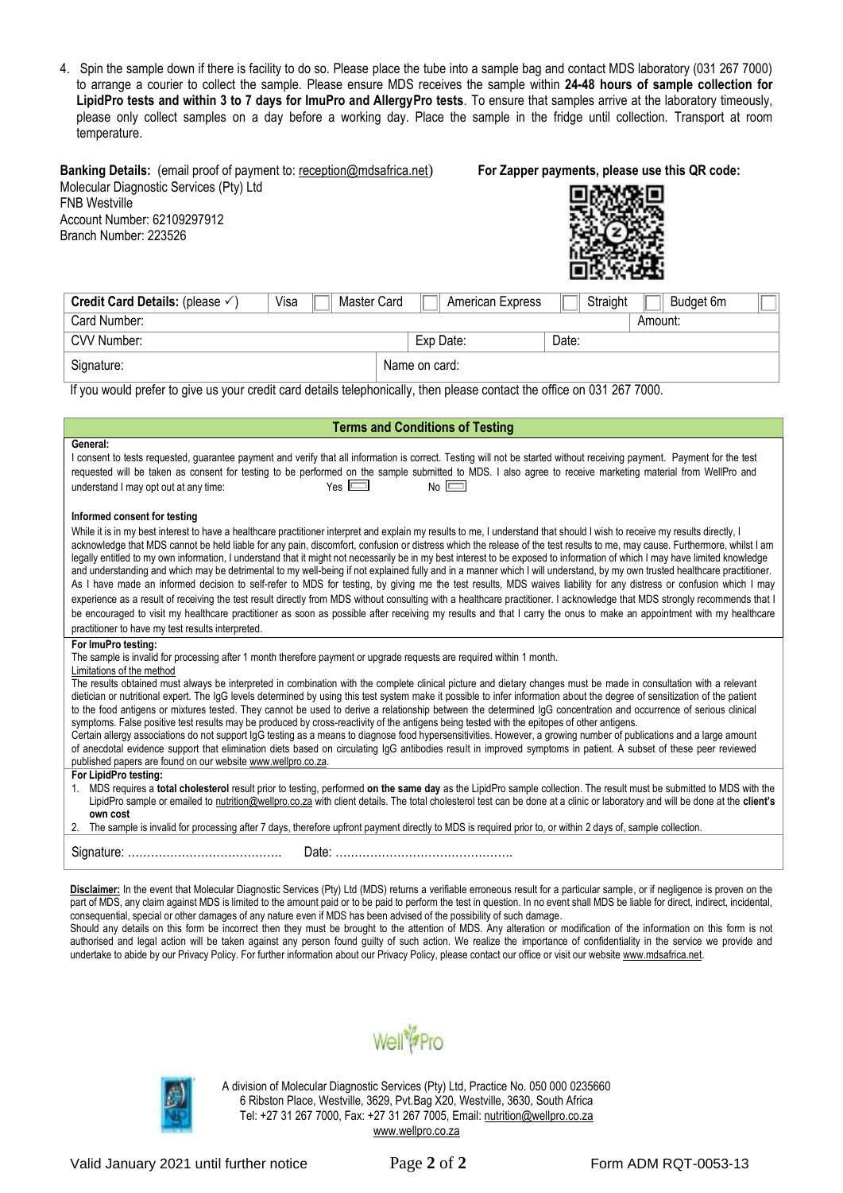4. Spin the sample down if there is facility to do so. Please place the tube into a sample bag and contact MDS laboratory (031 267 7000) to arrange a courier to collect the sample. Please ensure MDS receives the sample within **24-48 hours of sample collection for LipidPro tests and within 3 to 7 days for ImuPro and AllergyPro tests**. To ensure that samples arrive at the laboratory timeously, please only collect samples on a day before a working day. Place the sample in the fridge until collection. Transport at room temperature.

**Banking Details:** (email proof of payment to: reception@mdsafrica.net)
Molecular Diagnostic Services (Pty) Ltd
FNB Westville
Account Number: 62109297912
Branch Number: 223526

**For Zapper payments, please use this QR code:**

| **Credit Card Details:** (please ✓) | Visa ☐ | Master Card ☐ | American Express ☐ | Straight ☐ | Budget 6m ☐ |
|---|---|---|---|---|---|
| Card Number: | | | | Amount: | |
| CVV Number: | | Exp Date: | Date: | | |
| Signature: | | Name on card: | | | |

If you would prefer to give us your credit card details telephonically, then please contact the office on 031 267 7000.

## Terms and Conditions of Testing

**General:**

I consent to tests requested, guarantee payment and verify that all information is correct. Testing will not be started without receiving payment. Payment for the test requested will be taken as consent for testing to be performed on the sample submitted to MDS. I also agree to receive marketing material from WellPro and understand I may opt out at any time: Yes ☐ No ☐

**Informed consent for testing**

While it is in my best interest to have a healthcare practitioner interpret and explain my results to me, I understand that should I wish to receive my results directly, I acknowledge that MDS cannot be held liable for any pain, discomfort, confusion or distress which the release of the test results to me, may cause. Furthermore, whilst I am legally entitled to my own information, I understand that it might not necessarily be in my best interest to be exposed to information of which I may have limited knowledge and understanding and which may be detrimental to my well-being if not explained fully and in a manner which I will understand, by my own trusted healthcare practitioner. As I have made an informed decision to self-refer to MDS for testing, by giving me the test results, MDS waives liability for any distress or confusion which I may experience as a result of receiving the test result directly from MDS without consulting with a healthcare practitioner. I acknowledge that MDS strongly recommends that I be encouraged to visit my healthcare practitioner as soon as possible after receiving my results and that I carry the onus to make an appointment with my healthcare practitioner to have my test results interpreted.

**For ImuPro testing:**

The sample is invalid for processing after 1 month therefore payment or upgrade requests are required within 1 month.

Limitations of the method

The results obtained must always be interpreted in combination with the complete clinical picture and dietary changes must be made in consultation with a relevant dietician or nutritional expert. The IgG levels determined by using this test system make it possible to infer information about the degree of sensitization of the patient to the food antigens or mixtures tested. They cannot be used to derive a relationship between the determined IgG concentration and occurrence of serious clinical symptoms. False positive test results may be produced by cross-reactivity of the antigens being tested with the epitopes of other antigens.

Certain allergy associations do not support IgG testing as a means to diagnose food hypersensitivities. However, a growing number of publications and a large amount of anecdotal evidence support that elimination diets based on circulating IgG antibodies result in improved symptoms in patient. A subset of these peer reviewed published papers are found on our website www.wellpro.co.za.

**For LipidPro testing:**

1. MDS requires a **total cholesterol** result prior to testing, performed **on the same day** as the LipidPro sample collection. The result must be submitted to MDS with the LipidPro sample or emailed to nutrition@wellpro.co.za with client details. The total cholesterol test can be done at a clinic or laboratory and will be done at the **client's own cost**
2. The sample is invalid for processing after 7 days, therefore upfront payment directly to MDS is required prior to, or within 2 days of, sample collection.

Signature: …………………………………. Date: ……………………………………….

**Disclaimer:** In the event that Molecular Diagnostic Services (Pty) Ltd (MDS) returns a verifiable erroneous result for a particular sample, or if negligence is proven on the part of MDS, any claim against MDS is limited to the amount paid or to be paid to perform the test in question. In no event shall MDS be liable for direct, indirect, incidental, consequential, special or other damages of any nature even if MDS has been advised of the possibility of such damage.

Should any details on this form be incorrect then they must be brought to the attention of MDS. Any alteration or modification of the information on this form is not authorised and legal action will be taken against any person found guilty of such action. We realize the importance of confidentiality in the service we provide and undertake to abide by our Privacy Policy. For further information about our Privacy Policy, please contact our office or visit our website www.mdsafrica.net.

WellPro

A division of Molecular Diagnostic Services (Pty) Ltd, Practice No. 050 000 0235660
6 Ribston Place, Westville, 3629, Pvt.Bag X20, Westville, 3630, South Africa
Tel: +27 31 267 7000, Fax: +27 31 267 7005, Email: nutrition@wellpro.co.za
www.wellpro.co.za

Valid January 2021 until further notice

Form ADM RQT-0053-13